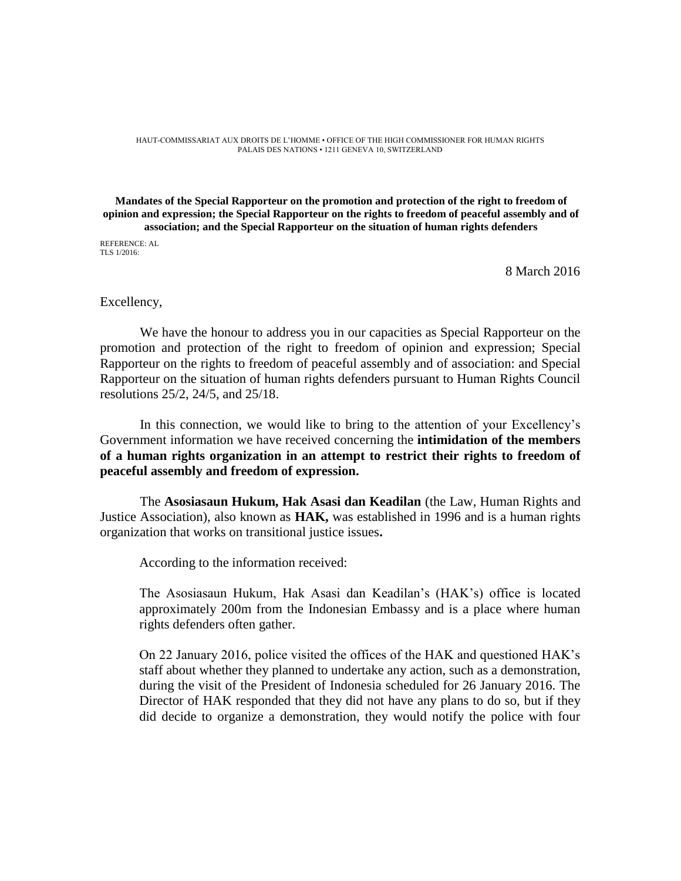HAUT-COMMISSARIAT AUX DROITS DE L'HOMME • OFFICE OF THE HIGH COMMISSIONER FOR HUMAN RIGHTS
PALAIS DES NATIONS • 1211 GENEVA 10, SWITZERLAND

**Mandates of the Special Rapporteur on the promotion and protection of the right to freedom of opinion and expression; the Special Rapporteur on the rights to freedom of peaceful assembly and of association; and the Special Rapporteur on the situation of human rights defenders**

REFERENCE: AL
TLS 1/2016:

8 March 2016

Excellency,

We have the honour to address you in our capacities as Special Rapporteur on the promotion and protection of the right to freedom of opinion and expression; Special Rapporteur on the rights to freedom of peaceful assembly and of association: and Special Rapporteur on the situation of human rights defenders pursuant to Human Rights Council resolutions 25/2, 24/5, and 25/18.

In this connection, we would like to bring to the attention of your Excellency's Government information we have received concerning the **intimidation of the members of a human rights organization in an attempt to restrict their rights to freedom of peaceful assembly and freedom of expression.**

The **Asosiasaun Hukum, Hak Asasi dan Keadilan** (the Law, Human Rights and Justice Association), also known as **HAK,** was established in 1996 and is a human rights organization that works on transitional justice issues**.**

According to the information received:

The Asosiasaun Hukum, Hak Asasi dan Keadilan's (HAK's) office is located approximately 200m from the Indonesian Embassy and is a place where human rights defenders often gather.

On 22 January 2016, police visited the offices of the HAK and questioned HAK's staff about whether they planned to undertake any action, such as a demonstration, during the visit of the President of Indonesia scheduled for 26 January 2016. The Director of HAK responded that they did not have any plans to do so, but if they did decide to organize a demonstration, they would notify the police with four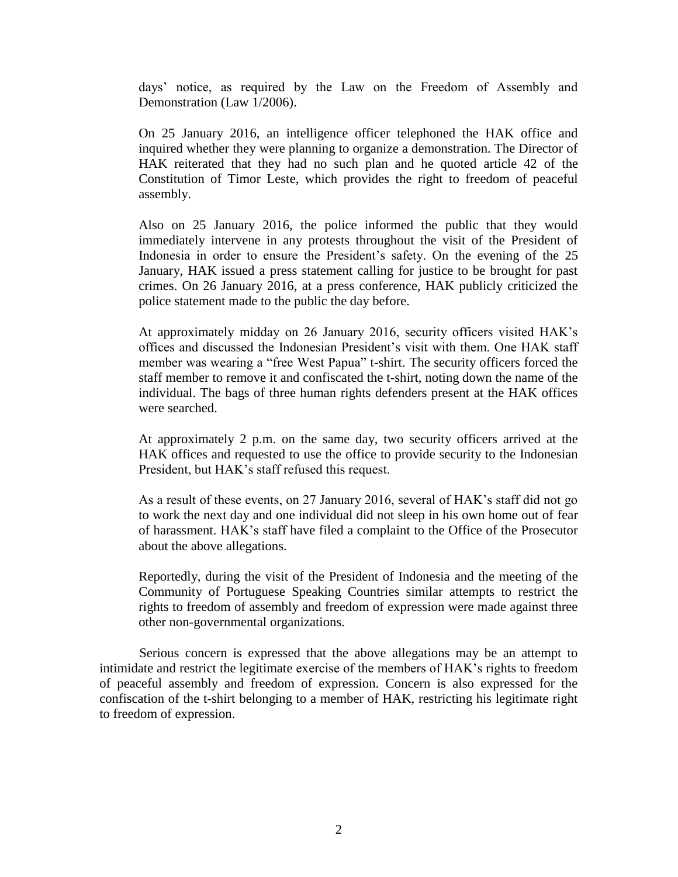days' notice, as required by the Law on the Freedom of Assembly and Demonstration (Law 1/2006).

On 25 January 2016, an intelligence officer telephoned the HAK office and inquired whether they were planning to organize a demonstration. The Director of HAK reiterated that they had no such plan and he quoted article 42 of the Constitution of Timor Leste, which provides the right to freedom of peaceful assembly.

Also on 25 January 2016, the police informed the public that they would immediately intervene in any protests throughout the visit of the President of Indonesia in order to ensure the President's safety. On the evening of the 25 January, HAK issued a press statement calling for justice to be brought for past crimes. On 26 January 2016, at a press conference, HAK publicly criticized the police statement made to the public the day before.

At approximately midday on 26 January 2016, security officers visited HAK's offices and discussed the Indonesian President's visit with them. One HAK staff member was wearing a "free West Papua" t-shirt. The security officers forced the staff member to remove it and confiscated the t-shirt, noting down the name of the individual. The bags of three human rights defenders present at the HAK offices were searched.

At approximately 2 p.m. on the same day, two security officers arrived at the HAK offices and requested to use the office to provide security to the Indonesian President, but HAK's staff refused this request.

As a result of these events, on 27 January 2016, several of HAK's staff did not go to work the next day and one individual did not sleep in his own home out of fear of harassment. HAK's staff have filed a complaint to the Office of the Prosecutor about the above allegations.

Reportedly, during the visit of the President of Indonesia and the meeting of the Community of Portuguese Speaking Countries similar attempts to restrict the rights to freedom of assembly and freedom of expression were made against three other non-governmental organizations.

Serious concern is expressed that the above allegations may be an attempt to intimidate and restrict the legitimate exercise of the members of HAK's rights to freedom of peaceful assembly and freedom of expression. Concern is also expressed for the confiscation of the t-shirt belonging to a member of HAK, restricting his legitimate right to freedom of expression.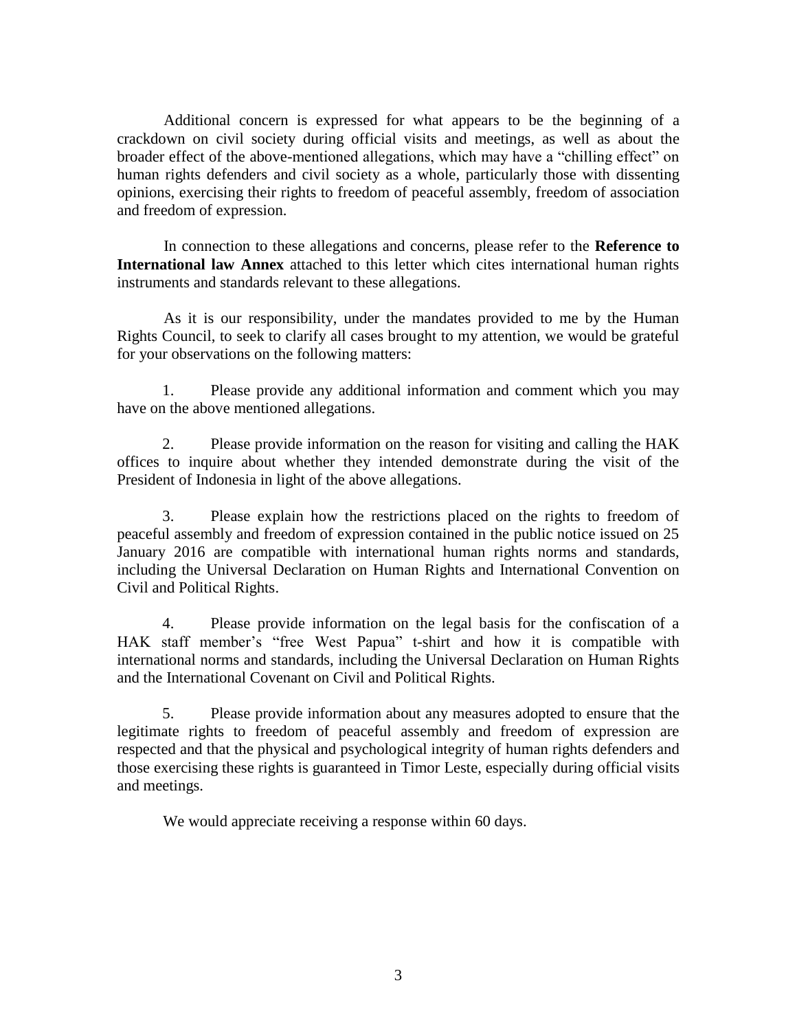Additional concern is expressed for what appears to be the beginning of a crackdown on civil society during official visits and meetings, as well as about the broader effect of the above-mentioned allegations, which may have a "chilling effect" on human rights defenders and civil society as a whole, particularly those with dissenting opinions, exercising their rights to freedom of peaceful assembly, freedom of association and freedom of expression.

In connection to these allegations and concerns, please refer to the **Reference to International law Annex** attached to this letter which cites international human rights instruments and standards relevant to these allegations.

As it is our responsibility, under the mandates provided to me by the Human Rights Council, to seek to clarify all cases brought to my attention, we would be grateful for your observations on the following matters:

1. Please provide any additional information and comment which you may have on the above mentioned allegations.

2. Please provide information on the reason for visiting and calling the HAK offices to inquire about whether they intended demonstrate during the visit of the President of Indonesia in light of the above allegations.

3. Please explain how the restrictions placed on the rights to freedom of peaceful assembly and freedom of expression contained in the public notice issued on 25 January 2016 are compatible with international human rights norms and standards, including the Universal Declaration on Human Rights and International Convention on Civil and Political Rights.

4. Please provide information on the legal basis for the confiscation of a HAK staff member's "free West Papua" t-shirt and how it is compatible with international norms and standards, including the Universal Declaration on Human Rights and the International Covenant on Civil and Political Rights.

5. Please provide information about any measures adopted to ensure that the legitimate rights to freedom of peaceful assembly and freedom of expression are respected and that the physical and psychological integrity of human rights defenders and those exercising these rights is guaranteed in Timor Leste, especially during official visits and meetings.

We would appreciate receiving a response within 60 days.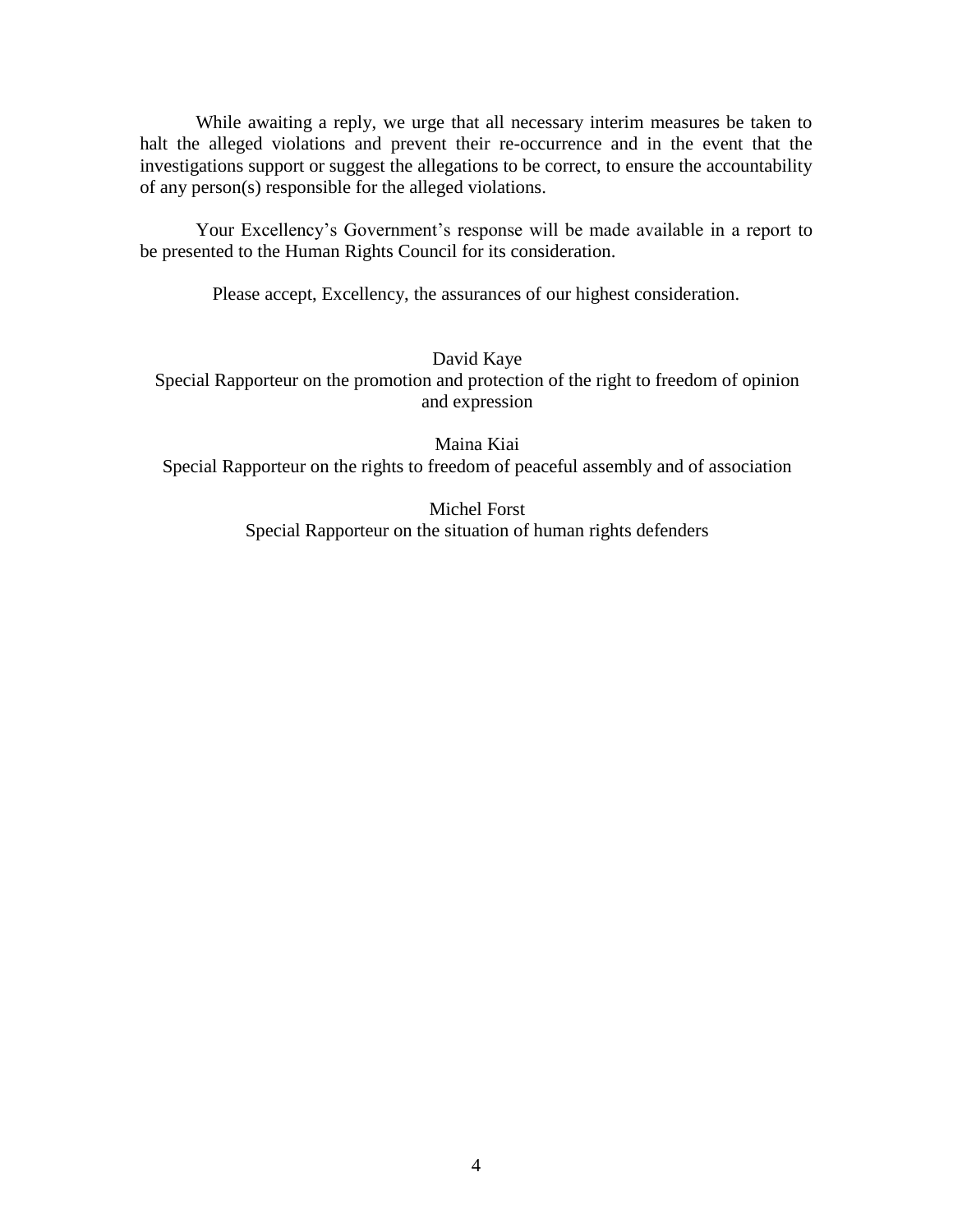While awaiting a reply, we urge that all necessary interim measures be taken to halt the alleged violations and prevent their re-occurrence and in the event that the investigations support or suggest the allegations to be correct, to ensure the accountability of any person(s) responsible for the alleged violations.

Your Excellency's Government's response will be made available in a report to be presented to the Human Rights Council for its consideration.

Please accept, Excellency, the assurances of our highest consideration.

David Kaye
Special Rapporteur on the promotion and protection of the right to freedom of opinion and expression

Maina Kiai
Special Rapporteur on the rights to freedom of peaceful assembly and of association

Michel Forst
Special Rapporteur on the situation of human rights defenders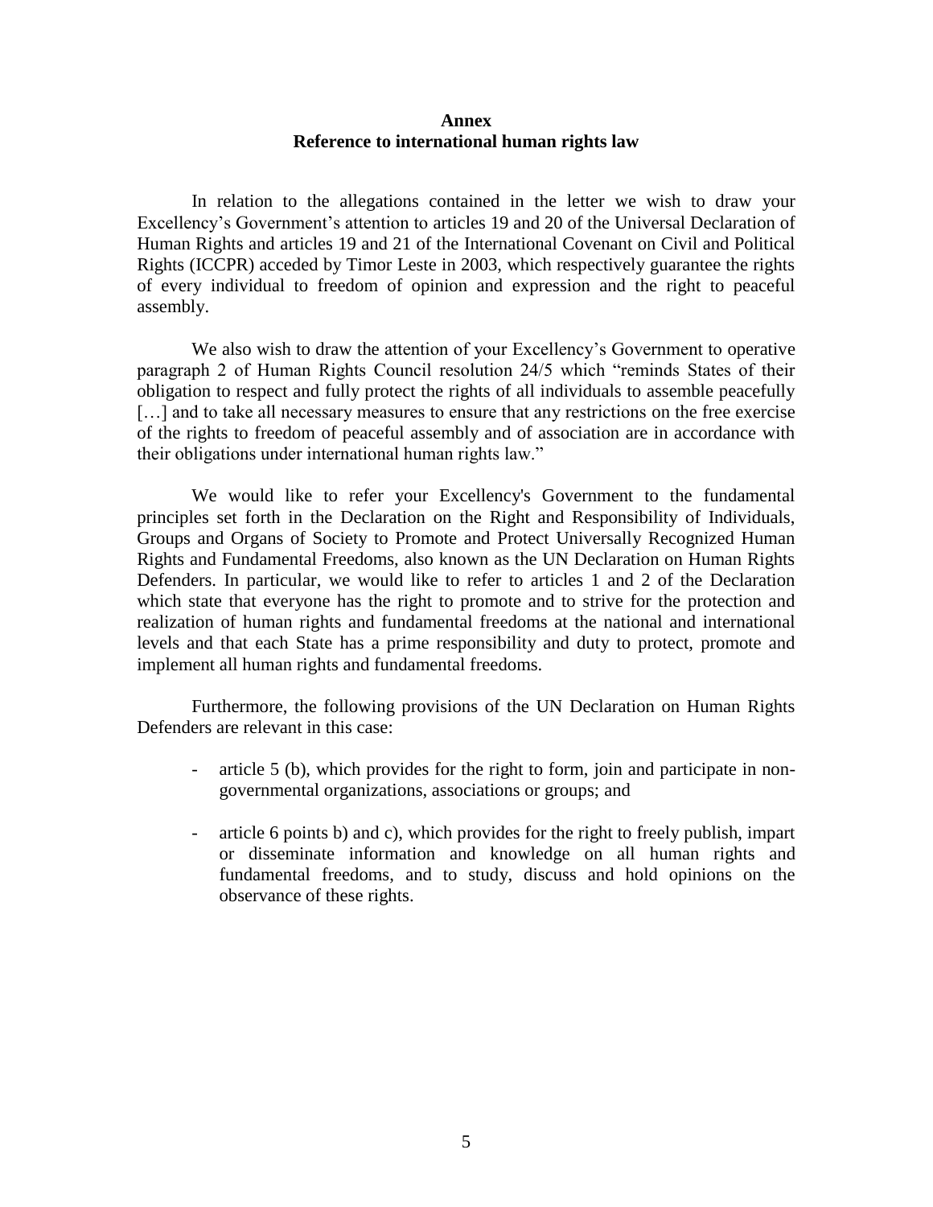## Annex
## Reference to international human rights law

In relation to the allegations contained in the letter we wish to draw your Excellency's Government's attention to articles 19 and 20 of the Universal Declaration of Human Rights and articles 19 and 21 of the International Covenant on Civil and Political Rights (ICCPR) acceded by Timor Leste in 2003, which respectively guarantee the rights of every individual to freedom of opinion and expression and the right to peaceful assembly.

We also wish to draw the attention of your Excellency's Government to operative paragraph 2 of Human Rights Council resolution 24/5 which "reminds States of their obligation to respect and fully protect the rights of all individuals to assemble peacefully […] and to take all necessary measures to ensure that any restrictions on the free exercise of the rights to freedom of peaceful assembly and of association are in accordance with their obligations under international human rights law."

We would like to refer your Excellency's Government to the fundamental principles set forth in the Declaration on the Right and Responsibility of Individuals, Groups and Organs of Society to Promote and Protect Universally Recognized Human Rights and Fundamental Freedoms, also known as the UN Declaration on Human Rights Defenders. In particular, we would like to refer to articles 1 and 2 of the Declaration which state that everyone has the right to promote and to strive for the protection and realization of human rights and fundamental freedoms at the national and international levels and that each State has a prime responsibility and duty to protect, promote and implement all human rights and fundamental freedoms.

Furthermore, the following provisions of the UN Declaration on Human Rights Defenders are relevant in this case:

- article 5 (b), which provides for the right to form, join and participate in non-governmental organizations, associations or groups; and
- article 6 points b) and c), which provides for the right to freely publish, impart or disseminate information and knowledge on all human rights and fundamental freedoms, and to study, discuss and hold opinions on the observance of these rights.